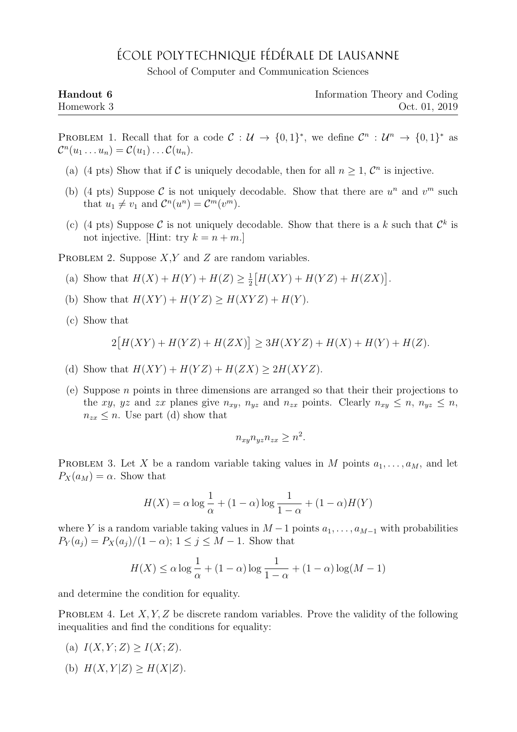# École Polytechnique Fédérale de Lausanne

School of Computer and Communication Sciences

**Handout 6** — Information Theory and Coding

Homework 3 — Oct. 01, 2019

---

Problem 1. Recall that for a code $\mathcal{C} : \mathcal{U} \to \{0,1\}^*$, we define $\mathcal{C}^n : \mathcal{U}^n \to \{0,1\}^*$ as $\mathcal{C}^n(u_1 \dots u_n) = \mathcal{C}(u_1) \dots \mathcal{C}(u_n)$.

(a) (4 pts) Show that if $\mathcal{C}$ is uniquely decodable, then for all $n \geq 1$, $\mathcal{C}^n$ is injective.

(b) (4 pts) Suppose $\mathcal{C}$ is not uniquely decodable. Show that there are $u^n$ and $v^m$ such that $u_1 \neq v_1$ and $\mathcal{C}^n(u^n) = \mathcal{C}^m(v^m)$.

(c) (4 pts) Suppose $\mathcal{C}$ is not uniquely decodable. Show that there is a $k$ such that $\mathcal{C}^k$ is not injective. [Hint: try $k = n + m$.]

Problem 2. Suppose $X$,$Y$ and $Z$ are random variables.

(a) Show that $H(X) + H(Y) + H(Z) \geq \frac{1}{2}\big[H(XY) + H(YZ) + H(ZX)\big]$.

(b) Show that $H(XY) + H(YZ) \geq H(XYZ) + H(Y)$.

(c) Show that

$$2\big[H(XY) + H(YZ) + H(ZX)\big] \geq 3H(XYZ) + H(X) + H(Y) + H(Z).$$

(d) Show that $H(XY) + H(YZ) + H(ZX) \geq 2H(XYZ)$.

(e) Suppose $n$ points in three dimensions are arranged so that their their projections to the $xy$, $yz$ and $zx$ planes give $n_{xy}$, $n_{yz}$ and $n_{zx}$ points. Clearly $n_{xy} \leq n$, $n_{yz} \leq n$, $n_{zx} \leq n$. Use part (d) show that

$$n_{xy} n_{yz} n_{zx} \geq n^2.$$

Problem 3. Let $X$ be a random variable taking values in $M$ points $a_1, \dots, a_M$, and let $P_X(a_M) = \alpha$. Show that

$$H(X) = \alpha \log \frac{1}{\alpha} + (1-\alpha) \log \frac{1}{1-\alpha} + (1-\alpha) H(Y)$$

where $Y$ is a random variable taking values in $M-1$ points $a_1, \dots, a_{M-1}$ with probabilities $P_Y(a_j) = P_X(a_j)/(1-\alpha)$; $1 \leq j \leq M-1$. Show that

$$H(X) \leq \alpha \log \frac{1}{\alpha} + (1-\alpha) \log \frac{1}{1-\alpha} + (1-\alpha) \log(M-1)$$

and determine the condition for equality.

Problem 4. Let $X, Y, Z$ be discrete random variables. Prove the validity of the following inequalities and find the conditions for equality:

(a) $I(X,Y;Z) \geq I(X;Z)$.

(b) $H(X,Y|Z) \geq H(X|Z)$.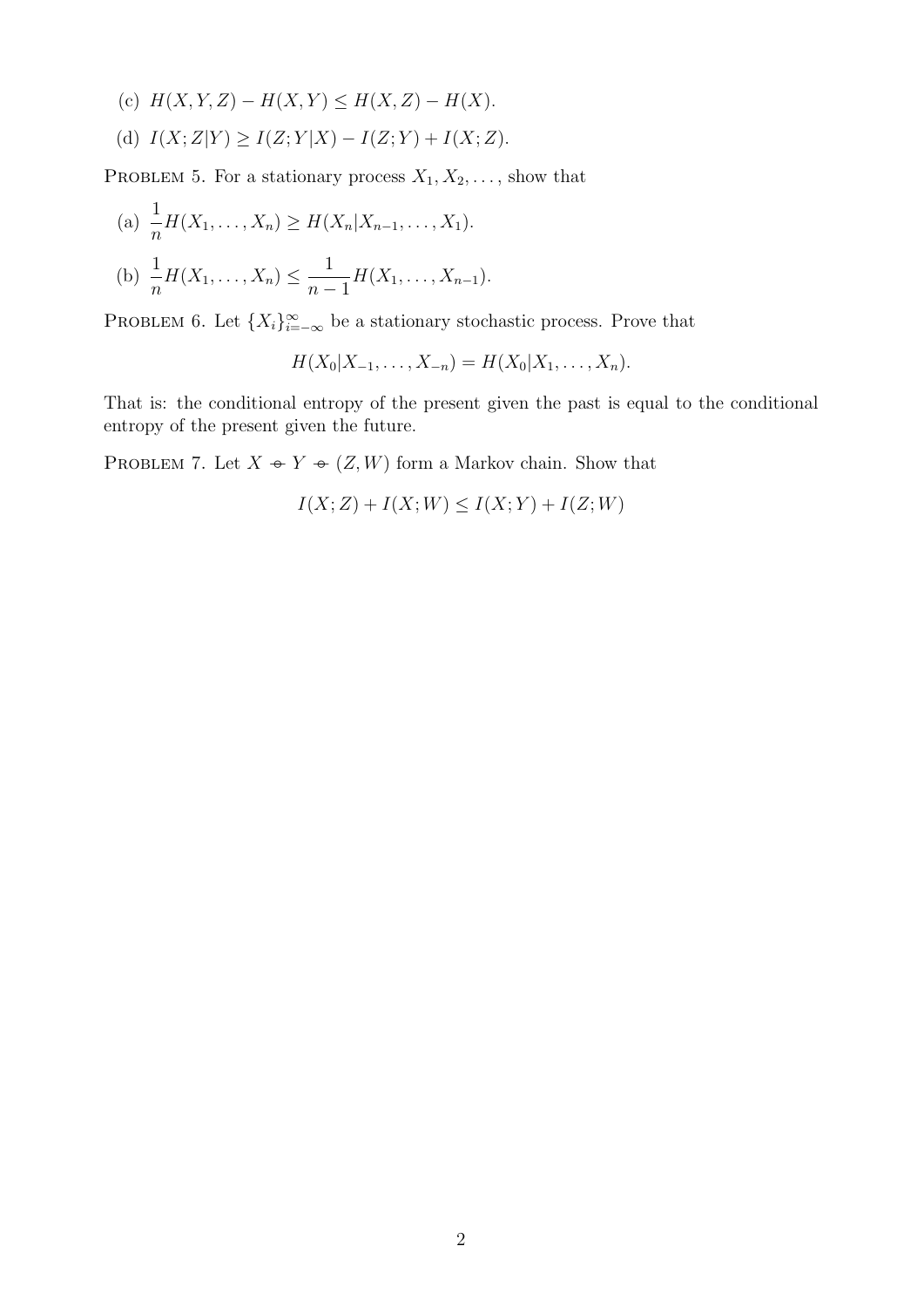(c) $H(X, Y, Z) - H(X, Y) \leq H(X, Z) - H(X)$.

(d) $I(X; Z|Y) \geq I(Z; Y|X) - I(Z; Y) + I(X; Z)$.

PROBLEM 5. For a stationary process $X_1, X_2, \ldots$, show that

(a) $\dfrac{1}{n} H(X_1, \ldots, X_n) \geq H(X_n | X_{n-1}, \ldots, X_1)$.

(b) $\dfrac{1}{n} H(X_1, \ldots, X_n) \leq \dfrac{1}{n-1} H(X_1, \ldots, X_{n-1})$.

PROBLEM 6. Let $\{X_i\}_{i=-\infty}^{\infty}$ be a stationary stochastic process. Prove that

$$H(X_0 | X_{-1}, \ldots, X_{-n}) = H(X_0 | X_1, \ldots, X_n).$$

That is: the conditional entropy of the present given the past is equal to the conditional entropy of the present given the future.

PROBLEM 7. Let $X \multimap Y \multimap (Z, W)$ form a Markov chain. Show that

$$I(X; Z) + I(X; W) \leq I(X; Y) + I(Z; W)$$